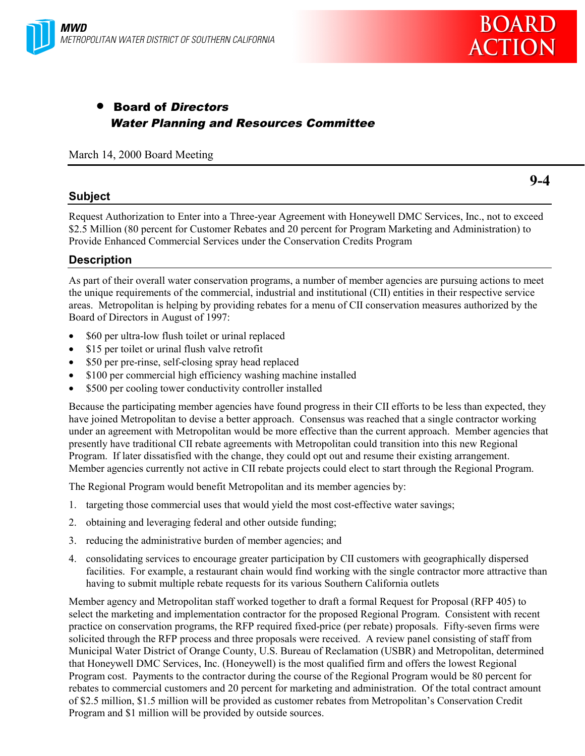MWD
METROPOLITAN WATER DISTRICT OF SOUTHERN CALIFORNIA

**BOARD ACTION**

- **Board of *Directors***
  ***Water Planning and Resources Committee***

March 14, 2000 Board Meeting

**9-4**

## Subject

Request Authorization to Enter into a Three-year Agreement with Honeywell DMC Services, Inc., not to exceed $2.5 Million (80 percent for Customer Rebates and 20 percent for Program Marketing and Administration) to Provide Enhanced Commercial Services under the Conservation Credits Program

## Description

As part of their overall water conservation programs, a number of member agencies are pursuing actions to meet the unique requirements of the commercial, industrial and institutional (CII) entities in their respective service areas. Metropolitan is helping by providing rebates for a menu of CII conservation measures authorized by the Board of Directors in August of 1997:

- $60 per ultra-low flush toilet or urinal replaced
- $15 per toilet or urinal flush valve retrofit
- $50 per pre-rinse, self-closing spray head replaced
- $100 per commercial high efficiency washing machine installed
- $500 per cooling tower conductivity controller installed

Because the participating member agencies have found progress in their CII efforts to be less than expected, they have joined Metropolitan to devise a better approach. Consensus was reached that a single contractor working under an agreement with Metropolitan would be more effective than the current approach. Member agencies that presently have traditional CII rebate agreements with Metropolitan could transition into this new Regional Program. If later dissatisfied with the change, they could opt out and resume their existing arrangement. Member agencies currently not active in CII rebate projects could elect to start through the Regional Program.

The Regional Program would benefit Metropolitan and its member agencies by:

1. targeting those commercial uses that would yield the most cost-effective water savings;
2. obtaining and leveraging federal and other outside funding;
3. reducing the administrative burden of member agencies; and
4. consolidating services to encourage greater participation by CII customers with geographically dispersed facilities. For example, a restaurant chain would find working with the single contractor more attractive than having to submit multiple rebate requests for its various Southern California outlets

Member agency and Metropolitan staff worked together to draft a formal Request for Proposal (RFP 405) to select the marketing and implementation contractor for the proposed Regional Program. Consistent with recent practice on conservation programs, the RFP required fixed-price (per rebate) proposals. Fifty-seven firms were solicited through the RFP process and three proposals were received. A review panel consisting of staff from Municipal Water District of Orange County, U.S. Bureau of Reclamation (USBR) and Metropolitan, determined that Honeywell DMC Services, Inc. (Honeywell) is the most qualified firm and offers the lowest Regional Program cost. Payments to the contractor during the course of the Regional Program would be 80 percent for rebates to commercial customers and 20 percent for marketing and administration. Of the total contract amount of $2.5 million, $1.5 million will be provided as customer rebates from Metropolitan's Conservation Credit Program and $1 million will be provided by outside sources.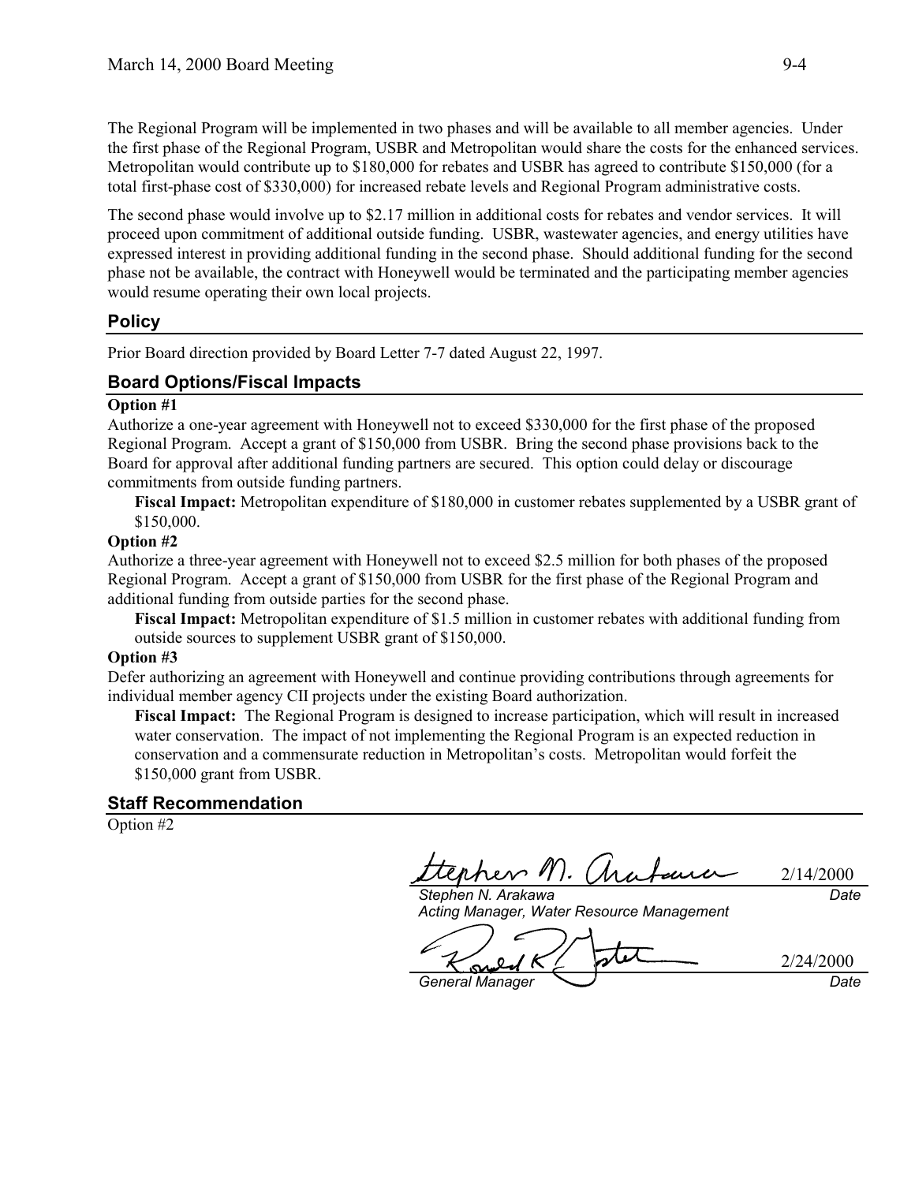The Regional Program will be implemented in two phases and will be available to all member agencies. Under the first phase of the Regional Program, USBR and Metropolitan would share the costs for the enhanced services. Metropolitan would contribute up to $180,000 for rebates and USBR has agreed to contribute $150,000 (for a total first-phase cost of $330,000) for increased rebate levels and Regional Program administrative costs.

The second phase would involve up to $2.17 million in additional costs for rebates and vendor services. It will proceed upon commitment of additional outside funding. USBR, wastewater agencies, and energy utilities have expressed interest in providing additional funding in the second phase. Should additional funding for the second phase not be available, the contract with Honeywell would be terminated and the participating member agencies would resume operating their own local projects.

## Policy

Prior Board direction provided by Board Letter 7-7 dated August 22, 1997.

## Board Options/Fiscal Impacts

**Option #1**

Authorize a one-year agreement with Honeywell not to exceed $330,000 for the first phase of the proposed Regional Program. Accept a grant of $150,000 from USBR. Bring the second phase provisions back to the Board for approval after additional funding partners are secured. This option could delay or discourage commitments from outside funding partners.

**Fiscal Impact:** Metropolitan expenditure of $180,000 in customer rebates supplemented by a USBR grant of $150,000.

**Option #2**

Authorize a three-year agreement with Honeywell not to exceed $2.5 million for both phases of the proposed Regional Program. Accept a grant of $150,000 from USBR for the first phase of the Regional Program and additional funding from outside parties for the second phase.

**Fiscal Impact:** Metropolitan expenditure of $1.5 million in customer rebates with additional funding from outside sources to supplement USBR grant of $150,000.

**Option #3**

Defer authorizing an agreement with Honeywell and continue providing contributions through agreements for individual member agency CII projects under the existing Board authorization.

**Fiscal Impact:** The Regional Program is designed to increase participation, which will result in increased water conservation. The impact of not implementing the Regional Program is an expected reduction in conservation and a commensurate reduction in Metropolitan's costs. Metropolitan would forfeit the $150,000 grant from USBR.

## Staff Recommendation

Option #2

Stephen N. Arakawa — 2/14/2000

*Stephen N. Arakawa* — *Date*

*Acting Manager, Water Resource Management*

Ronald R. Gastelum — 2/24/2000

*General Manager* — *Date*